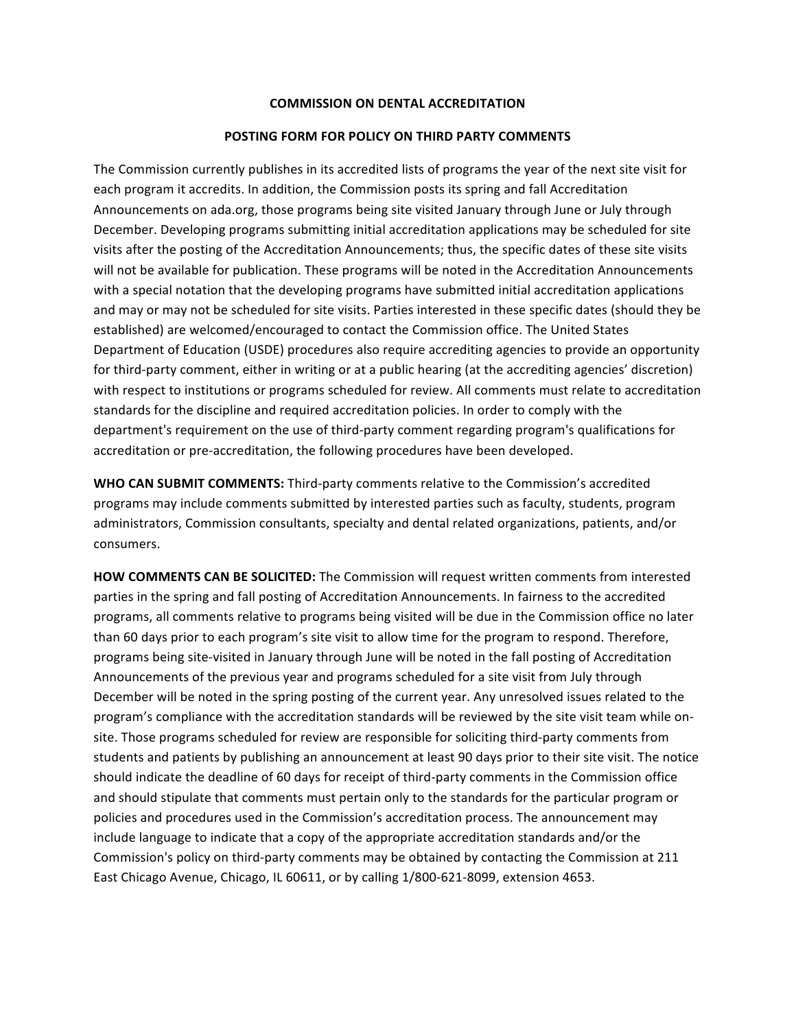**COMMISSION ON DENTAL ACCREDITATION**

**POSTING FORM FOR POLICY ON THIRD PARTY COMMENTS**

The Commission currently publishes in its accredited lists of programs the year of the next site visit for each program it accredits. In addition, the Commission posts its spring and fall Accreditation Announcements on ada.org, those programs being site visited January through June or July through December. Developing programs submitting initial accreditation applications may be scheduled for site visits after the posting of the Accreditation Announcements; thus, the specific dates of these site visits will not be available for publication. These programs will be noted in the Accreditation Announcements with a special notation that the developing programs have submitted initial accreditation applications and may or may not be scheduled for site visits. Parties interested in these specific dates (should they be established) are welcomed/encouraged to contact the Commission office. The United States Department of Education (USDE) procedures also require accrediting agencies to provide an opportunity for third-party comment, either in writing or at a public hearing (at the accrediting agencies' discretion) with respect to institutions or programs scheduled for review. All comments must relate to accreditation standards for the discipline and required accreditation policies. In order to comply with the department's requirement on the use of third-party comment regarding program's qualifications for accreditation or pre-accreditation, the following procedures have been developed.

**WHO CAN SUBMIT COMMENTS:** Third-party comments relative to the Commission's accredited programs may include comments submitted by interested parties such as faculty, students, program administrators, Commission consultants, specialty and dental related organizations, patients, and/or consumers.

**HOW COMMENTS CAN BE SOLICITED:** The Commission will request written comments from interested parties in the spring and fall posting of Accreditation Announcements. In fairness to the accredited programs, all comments relative to programs being visited will be due in the Commission office no later than 60 days prior to each program's site visit to allow time for the program to respond. Therefore, programs being site-visited in January through June will be noted in the fall posting of Accreditation Announcements of the previous year and programs scheduled for a site visit from July through December will be noted in the spring posting of the current year. Any unresolved issues related to the program's compliance with the accreditation standards will be reviewed by the site visit team while on-site. Those programs scheduled for review are responsible for soliciting third-party comments from students and patients by publishing an announcement at least 90 days prior to their site visit. The notice should indicate the deadline of 60 days for receipt of third-party comments in the Commission office and should stipulate that comments must pertain only to the standards for the particular program or policies and procedures used in the Commission's accreditation process. The announcement may include language to indicate that a copy of the appropriate accreditation standards and/or the Commission's policy on third-party comments may be obtained by contacting the Commission at 211 East Chicago Avenue, Chicago, IL 60611, or by calling 1/800-621-8099, extension 4653.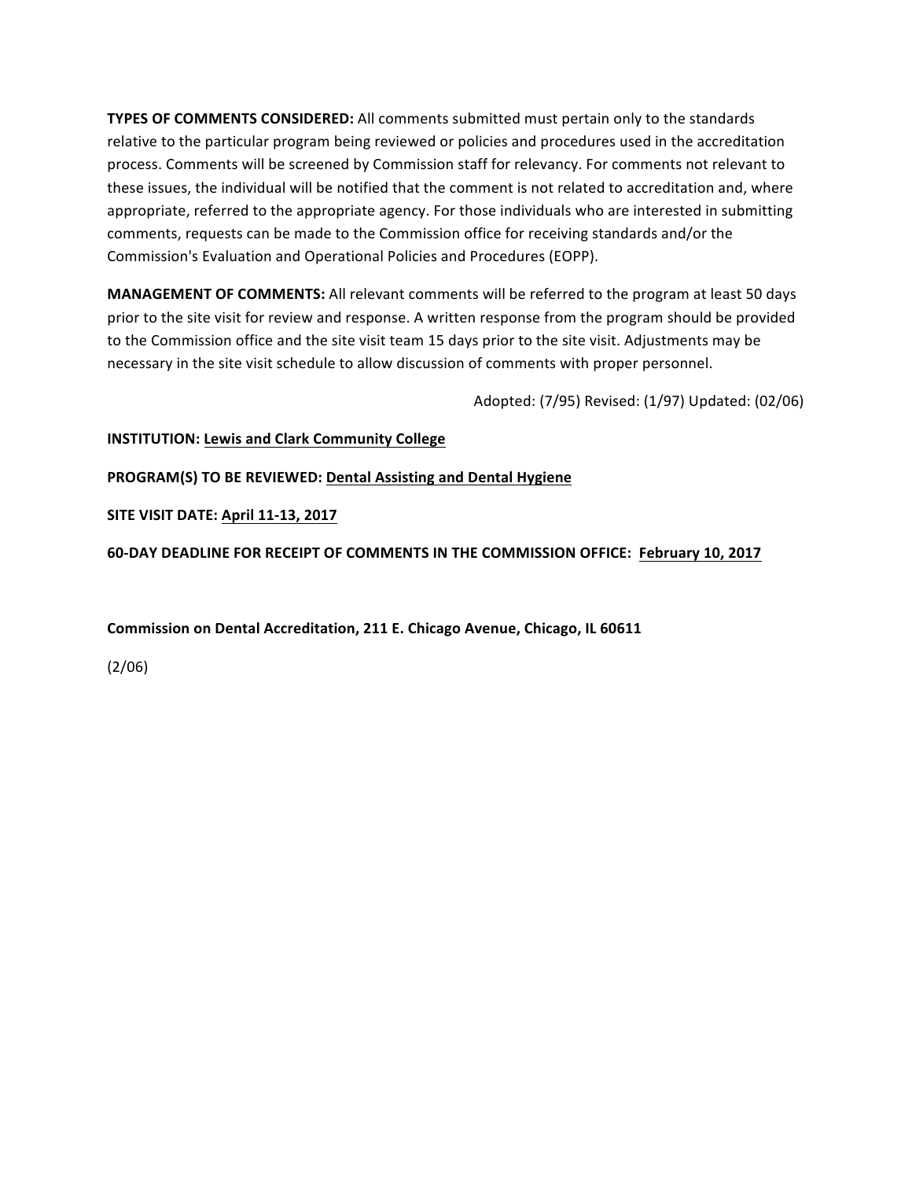**TYPES OF COMMENTS CONSIDERED:** All comments submitted must pertain only to the standards relative to the particular program being reviewed or policies and procedures used in the accreditation process. Comments will be screened by Commission staff for relevancy. For comments not relevant to these issues, the individual will be notified that the comment is not related to accreditation and, where appropriate, referred to the appropriate agency. For those individuals who are interested in submitting comments, requests can be made to the Commission office for receiving standards and/or the Commission's Evaluation and Operational Policies and Procedures (EOPP).

**MANAGEMENT OF COMMENTS:** All relevant comments will be referred to the program at least 50 days prior to the site visit for review and response. A written response from the program should be provided to the Commission office and the site visit team 15 days prior to the site visit. Adjustments may be necessary in the site visit schedule to allow discussion of comments with proper personnel.

Adopted: (7/95) Revised: (1/97) Updated: (02/06)

**INSTITUTION:** <u>**Lewis and Clark Community College**</u>

**PROGRAM(S) TO BE REVIEWED:** <u>**Dental Assisting and Dental Hygiene**</u>

**SITE VISIT DATE:** <u>**April 11-13, 2017**</u>

**60-DAY DEADLINE FOR RECEIPT OF COMMENTS IN THE COMMISSION OFFICE:** <u>**February 10, 2017**</u>

**Commission on Dental Accreditation, 211 E. Chicago Avenue, Chicago, IL 60611**

(2/06)